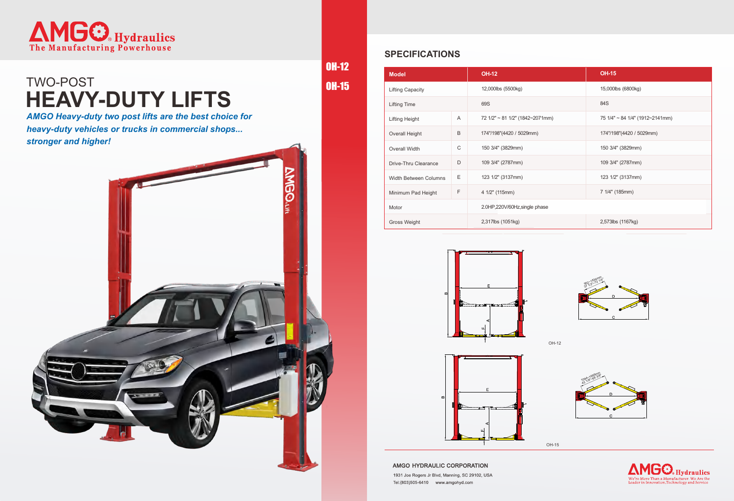# AMGO® Hydraulics

The Manufacturing Powerhouse

## TWO-POST
# HEAVY-DUTY LIFTS

***AMGO Heavy-duty two post lifts are the best choice for heavy-duty vehicles or trucks in commercial shops... stronger and higher!***

**OH-12**

**OH-15**

## SPECIFICATIONS

| Model | | OH-12 | OH-15 |
|---|---|---|---|
| Lifting Capacity | | 12,000lbs (5500kg) | 15,000lbs (6800kg) |
| Lifting Time | | 69S | 84S |
| Lifting Height | A | 72 1/2" ~ 81 1/2" (1842~2071mm) | 75 1/4" ~ 84 1/4" (1912~2141mm) |
| Overall Height | B | 174"/198"(4420 / 5029mm) | 174"/198"(4420 / 5029mm) |
| Overall Width | C | 150 3/4" (3829mm) | 150 3/4" (3829mm) |
| Drive-Thru Clearance | D | 109 3/4" (2787mm) | 109 3/4" (2787mm) |
| Width Between Columns | E | 123 1/2" (3137mm) | 123 1/2" (3137mm) |
| Minimum Pad Height | F | 4 1/2" (115mm) | 7 1/4" (185mm) |
| Motor | | 2.0HP,220V/60Hz,single phase | |
| Gross Weight | | 2,317lbs (1051kg) | 2,573lbs (1167kg) |

OH-12

OH-15

AMGO HYDRAULIC CORPORATION

1931 Joe Rogers Jr Blvd, Manning, SC 29102, USA

Tel:(803)505-6410 www.amgohyd.com

AMGO® Hydraulics

We're More Than a Manufacturer. We Are the Leader in Innovation,Technology and Service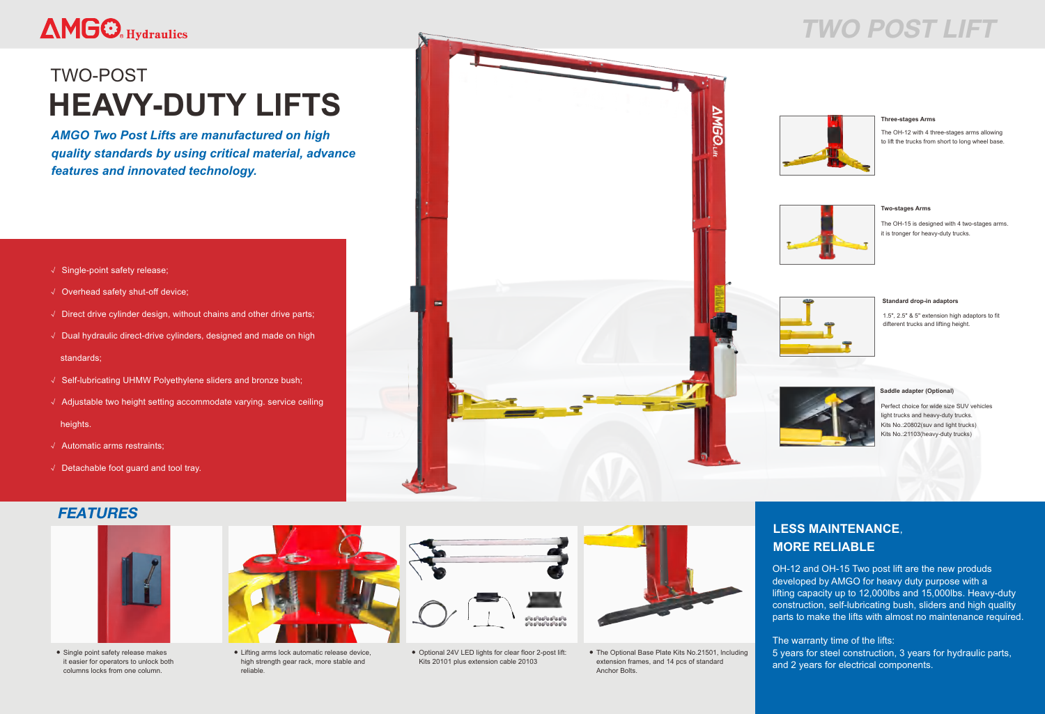AMGO Hydraulics

# TWO POST LIFT

## TWO-POST
# HEAVY-DUTY LIFTS

***AMGO Two Post Lifts are manufactured on high quality standards by using critical material, advance features and innovated technology.***

- √ Single-point safety release;
- √ Overhead safety shut-off device;
- √ Direct drive cylinder design, without chains and other drive parts;
- √ Dual hydraulic direct-drive cylinders, designed and made on high standards;
- √ Self-lubricating UHMW Polyethylene sliders and bronze bush;
- √ Adjustable two height setting accommodate varying. service ceiling heights.
- √ Automatic arms restraints;
- √ Detachable foot guard and tool tray.

**Three-stages Arms**

The OH-12 with 4 three-stages arms allowing to lift the trucks from short to long wheel base.

**Two-stages Arms**

The OH-15 is designed with 4 two-stages arms. it is tronger for heavy-duty trucks.

**Standard drop-in adaptors**

1.5", 2.5" & 5" extension high adaptors to fit different trucks and lifting height.

**Saddle adapter (Optional)**

Perfect choice for wide size SUV vehicles light trucks and heavy-duty trucks.
Kits No.:20802(suv and light trucks)
Kits No.:21103(heavy-duty trucks)

## *FEATURES*

- Single point safety release makes it easier for operators to unlock both columns locks from one column.
- Lifting arms lock automatic release device, high strength gear rack, more stable and reliable.
- Optional 24V LED lights for clear floor 2-post lift: Kits 20101 plus extension cable 20103
- The Optional Base Plate Kits No.21501, Including extension frames, and 14 pcs of standard Anchor Bolts.

## LESS MAINTENANCE, MORE RELIABLE

OH-12 and OH-15 Two post lift are the new produds developed by AMGO for heavy duty purpose with a lifting capacity up to 12,000lbs and 15,000lbs. Heavy-duty construction, self-lubricating bush, sliders and high quality parts to make the lifts with almost no maintenance required.

The warranty time of the lifts:
5 years for steel construction, 3 years for hydraulic parts, and 2 years for electrical components.